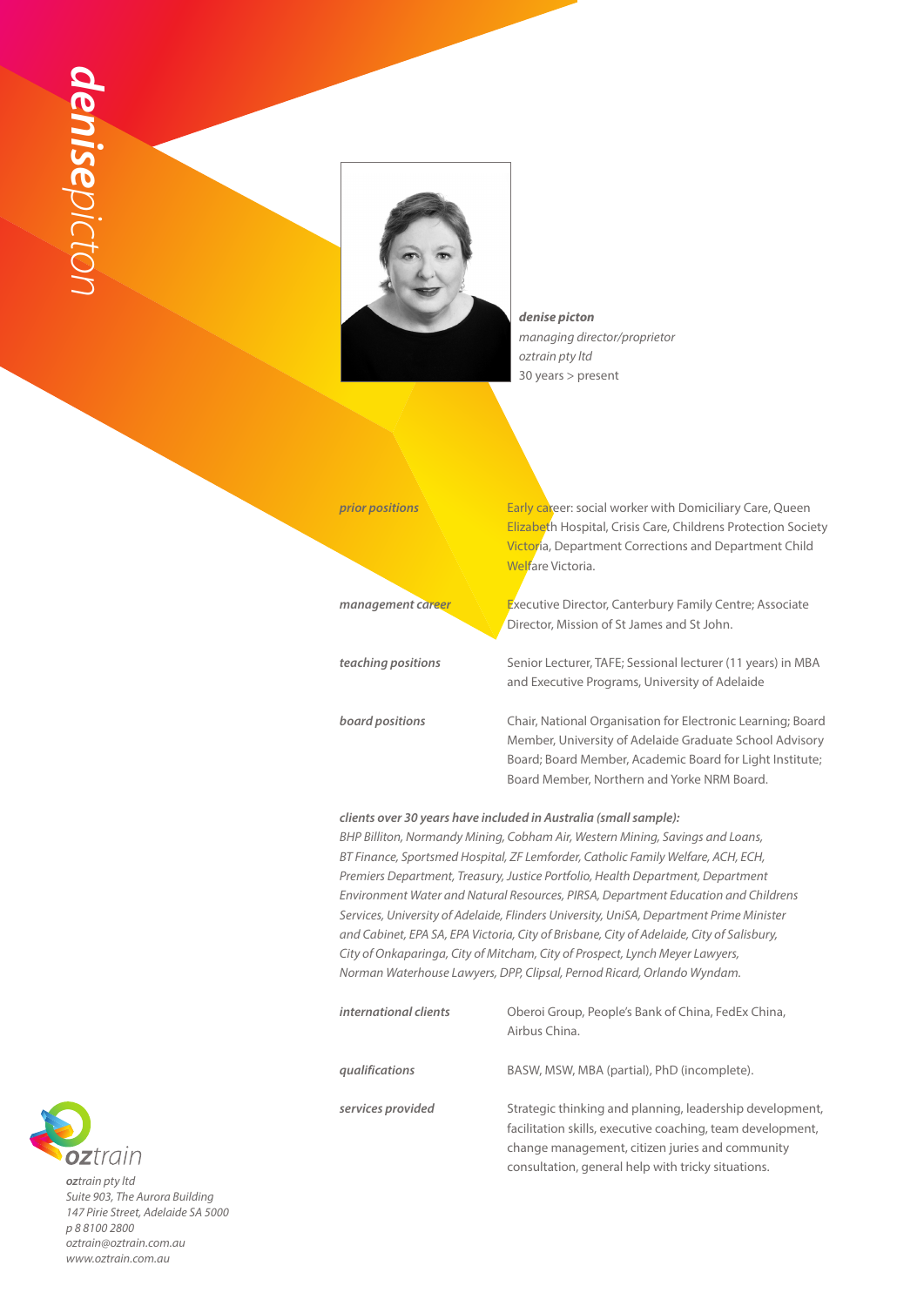# denisepicton

**denise picton**
*managing director/proprietor*
*oztrain pty ltd*
30 years > present

| | |
|---|---|
| ***prior positions*** | Early career: social worker with Domiciliary Care, Queen Elizabeth Hospital, Crisis Care, Childrens Protection Society Victoria, Department Corrections and Department Child Welfare Victoria. |
| ***management career*** | Executive Director, Canterbury Family Centre; Associate Director, Mission of St James and St John. |
| ***teaching positions*** | Senior Lecturer, TAFE; Sessional lecturer (11 years) in MBA and Executive Programs, University of Adelaide |
| ***board positions*** | Chair, National Organisation for Electronic Learning; Board Member, University of Adelaide Graduate School Advisory Board; Board Member, Academic Board for Light Institute; Board Member, Northern and Yorke NRM Board. |

***clients over 30 years have included in Australia (small sample):***
*BHP Billiton, Normandy Mining, Cobham Air, Western Mining, Savings and Loans, BT Finance, Sportsmed Hospital, ZF Lemforder, Catholic Family Welfare, ACH, ECH, Premiers Department, Treasury, Justice Portfolio, Health Department, Department Environment Water and Natural Resources, PIRSA, Department Education and Childrens Services, University of Adelaide, Flinders University, UniSA, Department Prime Minister and Cabinet, EPA SA, EPA Victoria, City of Brisbane, City of Adelaide, City of Salisbury, City of Onkaparinga, City of Mitcham, City of Prospect, Lynch Meyer Lawyers, Norman Waterhouse Lawyers, DPP, Clipsal, Pernod Ricard, Orlando Wyndam.*

| | |
|---|---|
| ***international clients*** | Oberoi Group, People's Bank of China, FedEx China, Airbus China. |
| ***qualifications*** | BASW, MSW, MBA (partial), PhD (incomplete). |
| ***services provided*** | Strategic thinking and planning, leadership development, facilitation skills, executive coaching, team development, change management, citizen juries and community consultation, general help with tricky situations. |

**oz**train

***oz**train pty ltd*
*Suite 903, The Aurora Building*
*147 Pirie Street, Adelaide SA 5000*
*p 8 8100 2800*
*oztrain@oztrain.com.au*
*www.oztrain.com.au*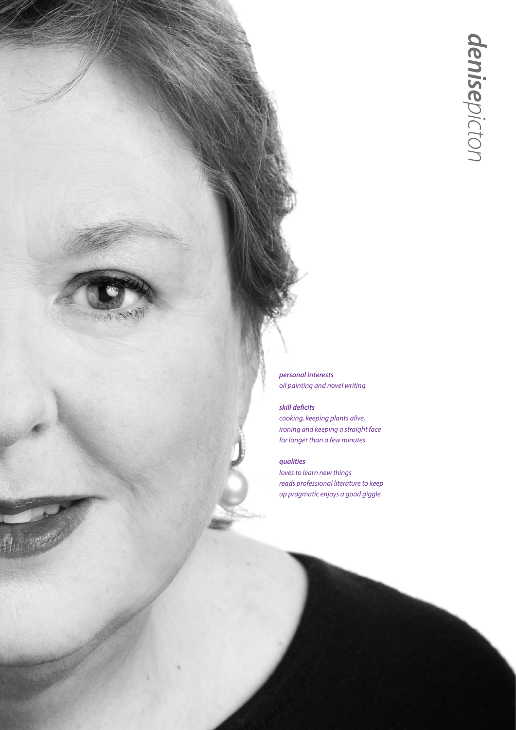# ***denise**picton*

***personal interests***
*oil painting and novel writing*

***skill deficits***
*cooking, keeping plants alive, ironing and keeping a straight face for longer than a few minutes*

***qualities***
*loves to learn new things*
*reads professional literature to keep up pragmatic enjoys a good giggle*